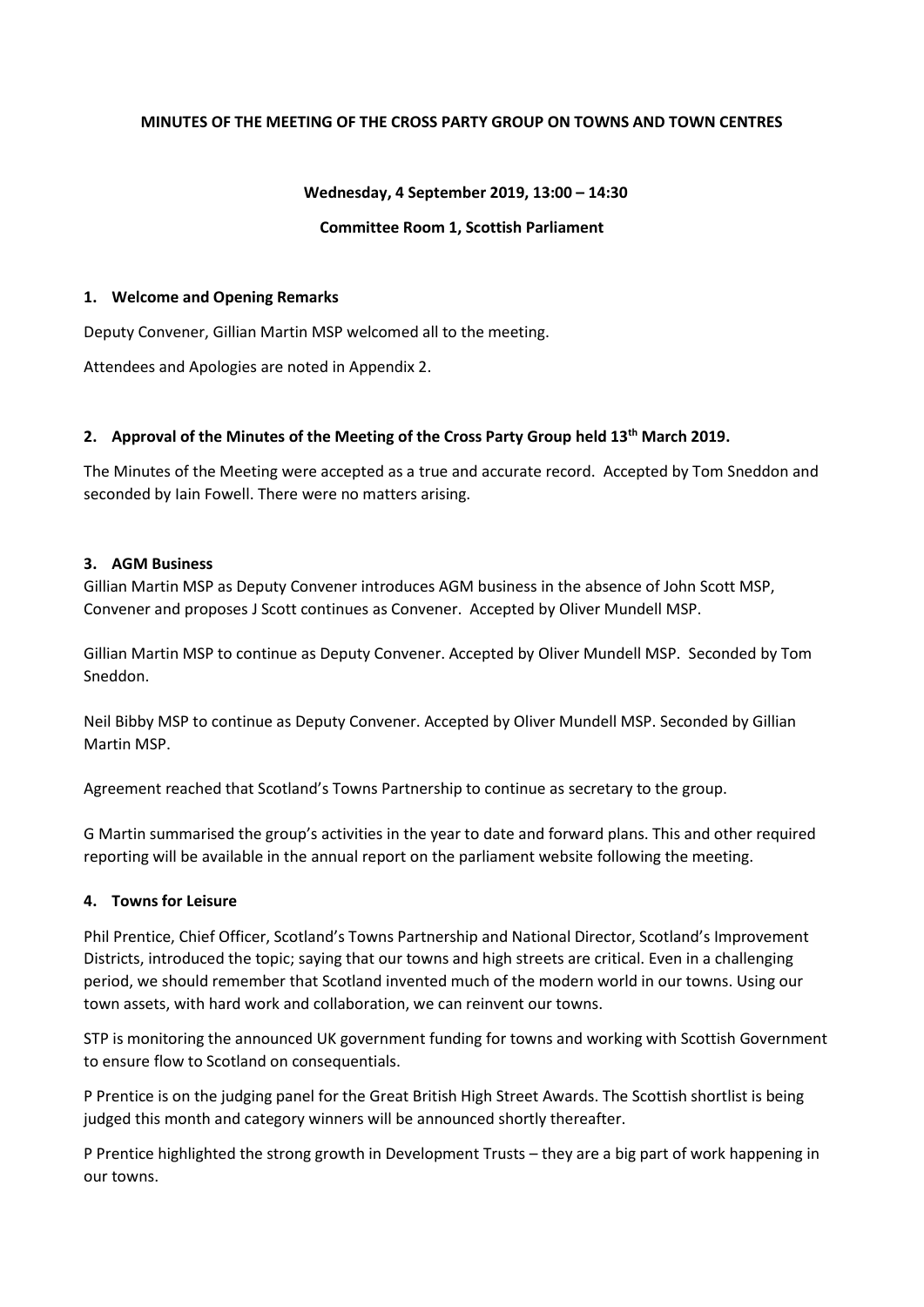**MINUTES OF THE MEETING OF THE CROSS PARTY GROUP ON TOWNS AND TOWN CENTRES**

**Wednesday, 4 September 2019, 13:00 – 14:30**

**Committee Room 1, Scottish Parliament**

## 1. Welcome and Opening Remarks

Deputy Convener, Gillian Martin MSP welcomed all to the meeting.

Attendees and Apologies are noted in Appendix 2.

## 2. Approval of the Minutes of the Meeting of the Cross Party Group held 13th March 2019.

The Minutes of the Meeting were accepted as a true and accurate record. Accepted by Tom Sneddon and seconded by Iain Fowell. There were no matters arising.

## 3. AGM Business

Gillian Martin MSP as Deputy Convener introduces AGM business in the absence of John Scott MSP, Convener and proposes J Scott continues as Convener. Accepted by Oliver Mundell MSP.

Gillian Martin MSP to continue as Deputy Convener. Accepted by Oliver Mundell MSP. Seconded by Tom Sneddon.

Neil Bibby MSP to continue as Deputy Convener. Accepted by Oliver Mundell MSP. Seconded by Gillian Martin MSP.

Agreement reached that Scotland's Towns Partnership to continue as secretary to the group.

G Martin summarised the group's activities in the year to date and forward plans. This and other required reporting will be available in the annual report on the parliament website following the meeting.

## 4. Towns for Leisure

Phil Prentice, Chief Officer, Scotland's Towns Partnership and National Director, Scotland's Improvement Districts, introduced the topic; saying that our towns and high streets are critical. Even in a challenging period, we should remember that Scotland invented much of the modern world in our towns. Using our town assets, with hard work and collaboration, we can reinvent our towns.

STP is monitoring the announced UK government funding for towns and working with Scottish Government to ensure flow to Scotland on consequentials.

P Prentice is on the judging panel for the Great British High Street Awards. The Scottish shortlist is being judged this month and category winners will be announced shortly thereafter.

P Prentice highlighted the strong growth in Development Trusts – they are a big part of work happening in our towns.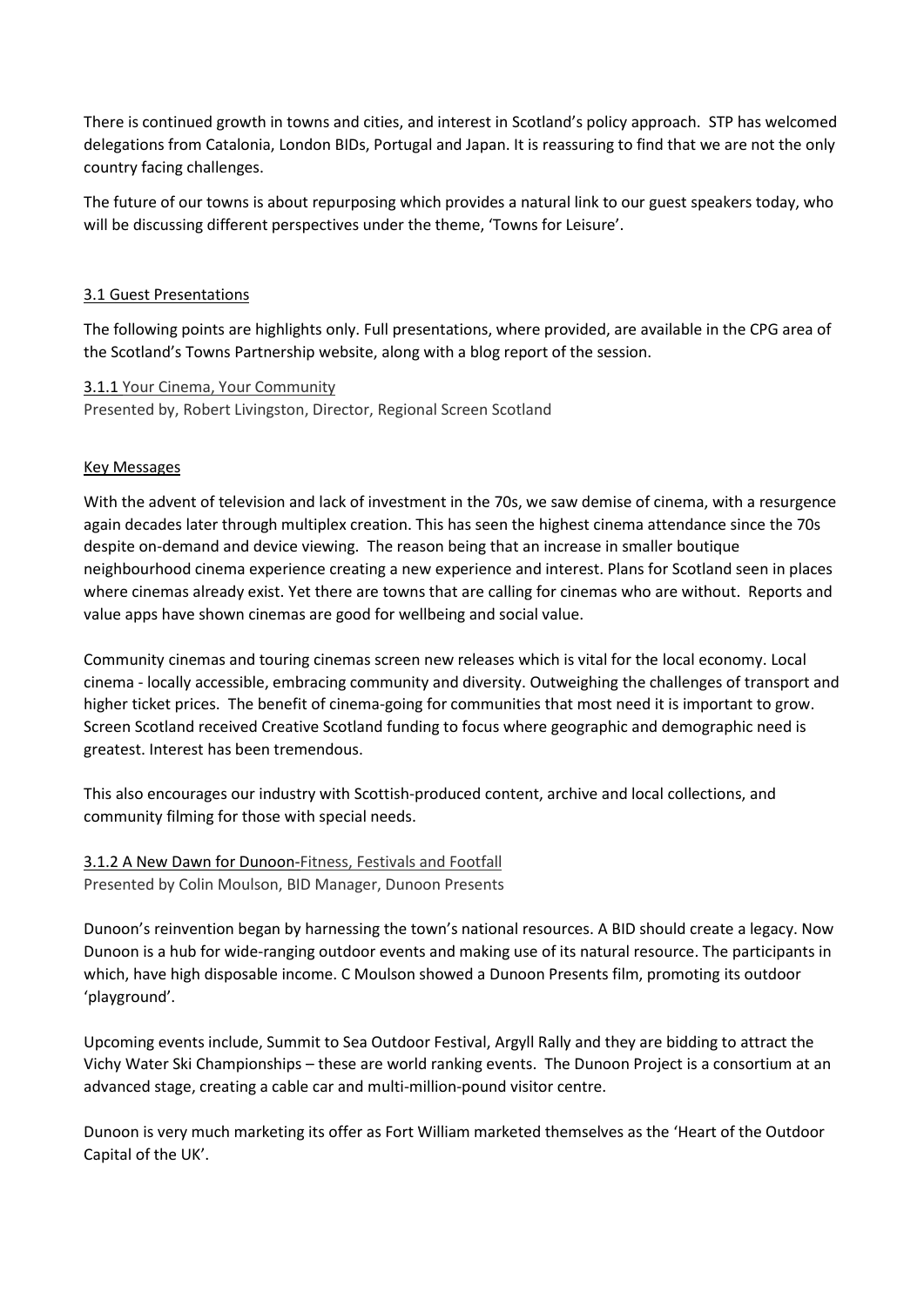There is continued growth in towns and cities, and interest in Scotland's policy approach. STP has welcomed delegations from Catalonia, London BIDs, Portugal and Japan. It is reassuring to find that we are not the only country facing challenges.

The future of our towns is about repurposing which provides a natural link to our guest speakers today, who will be discussing different perspectives under the theme, 'Towns for Leisure'.

### 3.1 Guest Presentations

The following points are highlights only. Full presentations, where provided, are available in the CPG area of the Scotland's Towns Partnership website, along with a blog report of the session.

#### 3.1.1 Your Cinema, Your Community

Presented by, Robert Livingston, Director, Regional Screen Scotland

Key Messages

With the advent of television and lack of investment in the 70s, we saw demise of cinema, with a resurgence again decades later through multiplex creation. This has seen the highest cinema attendance since the 70s despite on-demand and device viewing. The reason being that an increase in smaller boutique neighbourhood cinema experience creating a new experience and interest. Plans for Scotland seen in places where cinemas already exist. Yet there are towns that are calling for cinemas who are without. Reports and value apps have shown cinemas are good for wellbeing and social value.

Community cinemas and touring cinemas screen new releases which is vital for the local economy. Local cinema - locally accessible, embracing community and diversity. Outweighing the challenges of transport and higher ticket prices. The benefit of cinema-going for communities that most need it is important to grow. Screen Scotland received Creative Scotland funding to focus where geographic and demographic need is greatest. Interest has been tremendous.

This also encourages our industry with Scottish-produced content, archive and local collections, and community filming for those with special needs.

#### 3.1.2 A New Dawn for Dunoon-Fitness, Festivals and Footfall

Presented by Colin Moulson, BID Manager, Dunoon Presents

Dunoon's reinvention began by harnessing the town's national resources. A BID should create a legacy. Now Dunoon is a hub for wide-ranging outdoor events and making use of its natural resource. The participants in which, have high disposable income. C Moulson showed a Dunoon Presents film, promoting its outdoor 'playground'.

Upcoming events include, Summit to Sea Outdoor Festival, Argyll Rally and they are bidding to attract the Vichy Water Ski Championships – these are world ranking events. The Dunoon Project is a consortium at an advanced stage, creating a cable car and multi-million-pound visitor centre.

Dunoon is very much marketing its offer as Fort William marketed themselves as the 'Heart of the Outdoor Capital of the UK'.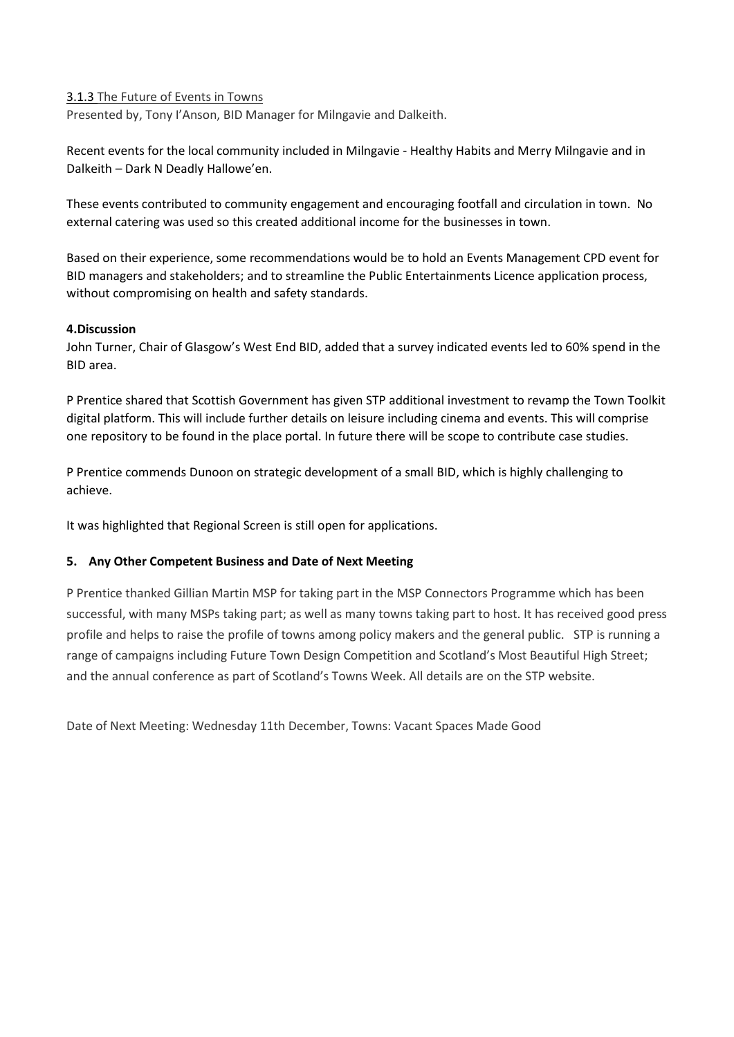3.1.3 The Future of Events in Towns

Presented by, Tony I'Anson, BID Manager for Milngavie and Dalkeith.

Recent events for the local community included in Milngavie - Healthy Habits and Merry Milngavie and in Dalkeith – Dark N Deadly Hallowe'en.

These events contributed to community engagement and encouraging footfall and circulation in town. No external catering was used so this created additional income for the businesses in town.

Based on their experience, some recommendations would be to hold an Events Management CPD event for BID managers and stakeholders; and to streamline the Public Entertainments Licence application process, without compromising on health and safety standards.

**4.Discussion**

John Turner, Chair of Glasgow's West End BID, added that a survey indicated events led to 60% spend in the BID area.

P Prentice shared that Scottish Government has given STP additional investment to revamp the Town Toolkit digital platform. This will include further details on leisure including cinema and events. This will comprise one repository to be found in the place portal. In future there will be scope to contribute case studies.

P Prentice commends Dunoon on strategic development of a small BID, which is highly challenging to achieve.

It was highlighted that Regional Screen is still open for applications.

**5. Any Other Competent Business and Date of Next Meeting**

P Prentice thanked Gillian Martin MSP for taking part in the MSP Connectors Programme which has been successful, with many MSPs taking part; as well as many towns taking part to host. It has received good press profile and helps to raise the profile of towns among policy makers and the general public. STP is running a range of campaigns including Future Town Design Competition and Scotland's Most Beautiful High Street; and the annual conference as part of Scotland's Towns Week. All details are on the STP website.

Date of Next Meeting: Wednesday 11th December, Towns: Vacant Spaces Made Good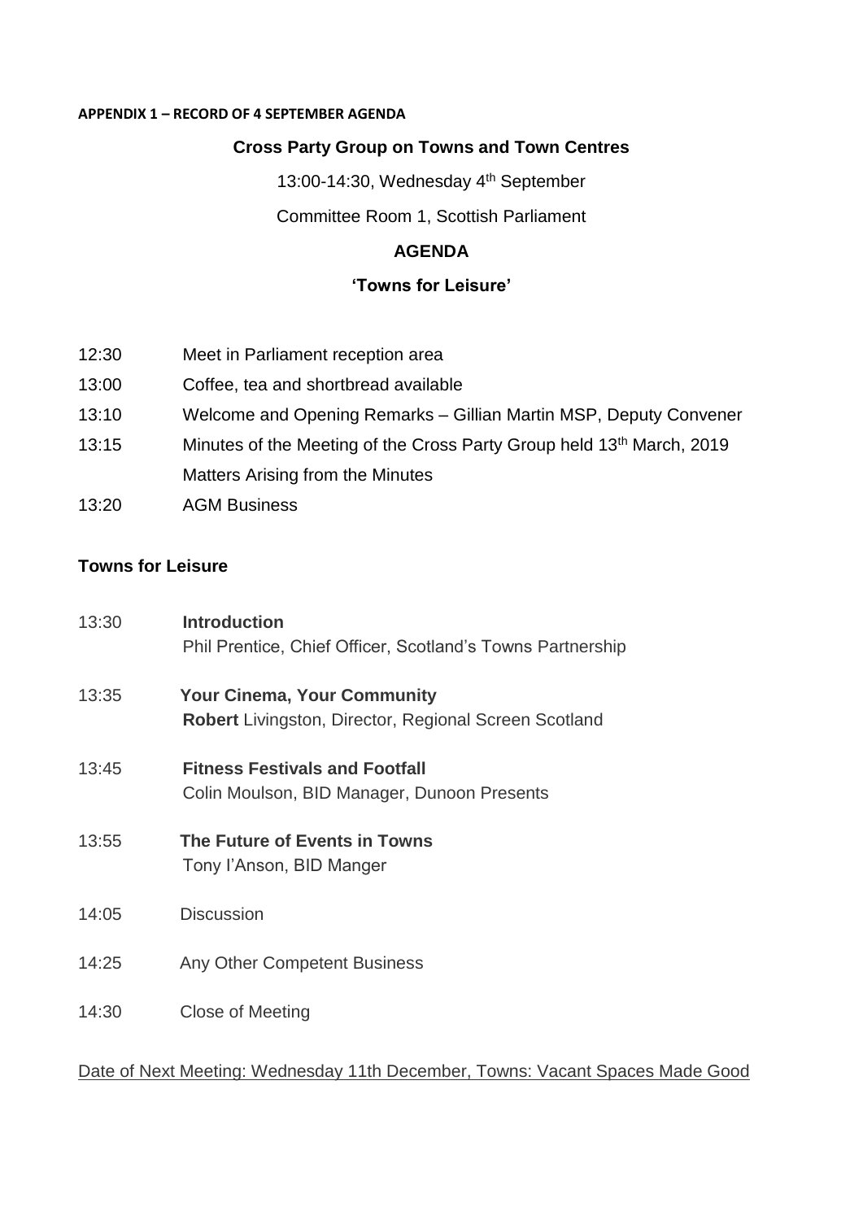**APPENDIX 1 – RECORD OF 4 SEPTEMBER AGENDA**

**Cross Party Group on Towns and Town Centres**

13:00-14:30, Wednesday 4th September

Committee Room 1, Scottish Parliament

**AGENDA**

**'Towns for Leisure'**

| | |
|---|---|
| 12:30 | Meet in Parliament reception area |
| 13:00 | Coffee, tea and shortbread available |
| 13:10 | Welcome and Opening Remarks – Gillian Martin MSP, Deputy Convener |
| 13:15 | Minutes of the Meeting of the Cross Party Group held 13th March, 2019<br>Matters Arising from the Minutes |
| 13:20 | AGM Business |

**Towns for Leisure**

| | |
|---|---|
| 13:30 | **Introduction**<br>Phil Prentice, Chief Officer, Scotland's Towns Partnership |
| 13:35 | **Your Cinema, Your Community**<br>**Robert** Livingston, Director, Regional Screen Scotland |
| 13:45 | **Fitness Festivals and Footfall**<br>Colin Moulson, BID Manager, Dunoon Presents |
| 13:55 | **The Future of Events in Towns**<br>Tony I'Anson, BID Manger |
| 14:05 | Discussion |
| 14:25 | Any Other Competent Business |
| 14:30 | Close of Meeting |

Date of Next Meeting: Wednesday 11th December, Towns: Vacant Spaces Made Good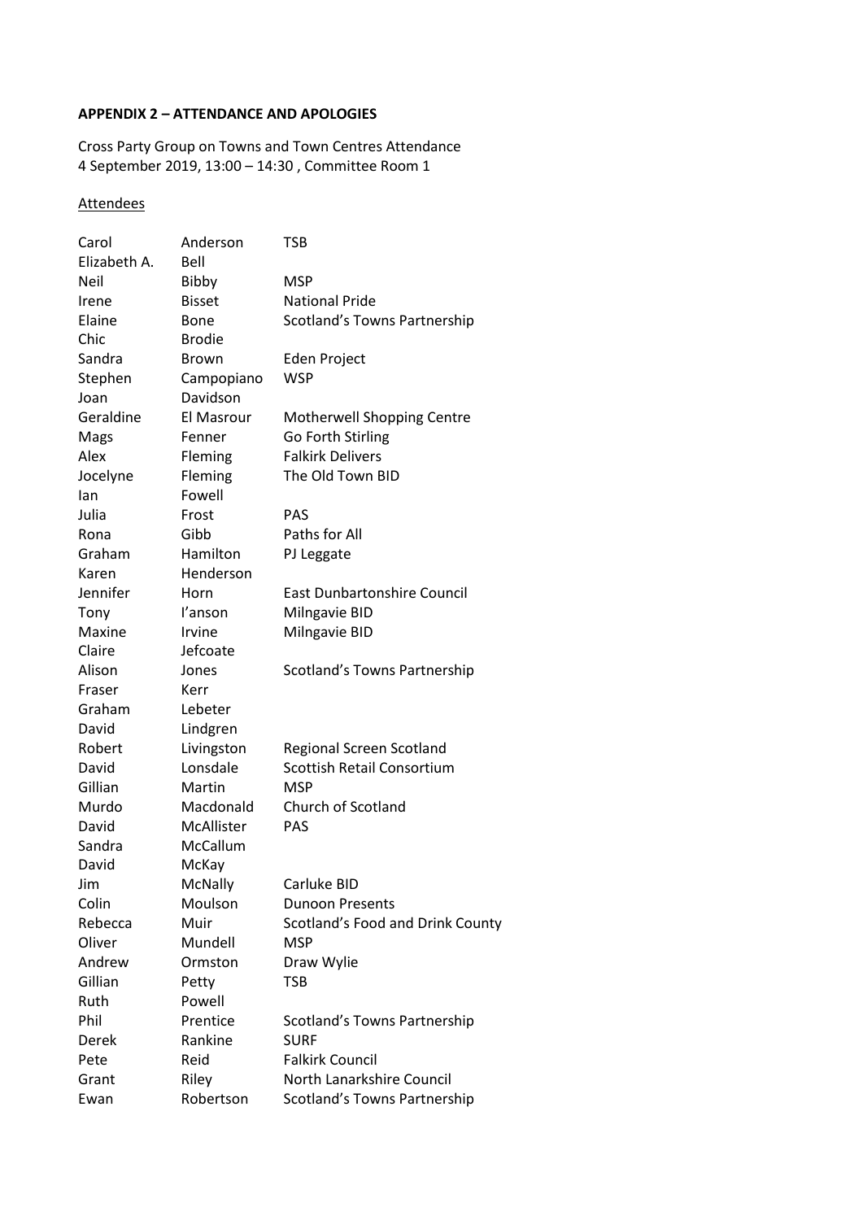**APPENDIX 2 – ATTENDANCE AND APOLOGIES**

Cross Party Group on Towns and Town Centres Attendance
4 September 2019, 13:00 – 14:30 , Committee Room 1

<u>Attendees</u>

| | | |
|---|---|---|
| Carol | Anderson | TSB |
| Elizabeth A. | Bell | |
| Neil | Bibby | MSP |
| Irene | Bisset | National Pride |
| Elaine | Bone | Scotland's Towns Partnership |
| Chic | Brodie | |
| Sandra | Brown | Eden Project |
| Stephen | Campopiano | WSP |
| Joan | Davidson | |
| Geraldine | El Masrour | Motherwell Shopping Centre |
| Mags | Fenner | Go Forth Stirling |
| Alex | Fleming | Falkirk Delivers |
| Jocelyne | Fleming | The Old Town BID |
| Ian | Fowell | |
| Julia | Frost | PAS |
| Rona | Gibb | Paths for All |
| Graham | Hamilton | PJ Leggate |
| Karen | Henderson | |
| Jennifer | Horn | East Dunbartonshire Council |
| Tony | I'anson | Milngavie BID |
| Maxine | Irvine | Milngavie BID |
| Claire | Jefcoate | |
| Alison | Jones | Scotland's Towns Partnership |
| Fraser | Kerr | |
| Graham | Lebeter | |
| David | Lindgren | |
| Robert | Livingston | Regional Screen Scotland |
| David | Lonsdale | Scottish Retail Consortium |
| Gillian | Martin | MSP |
| Murdo | Macdonald | Church of Scotland |
| David | McAllister | PAS |
| Sandra | McCallum | |
| David | McKay | |
| Jim | McNally | Carluke BID |
| Colin | Moulson | Dunoon Presents |
| Rebecca | Muir | Scotland's Food and Drink County |
| Oliver | Mundell | MSP |
| Andrew | Ormston | Draw Wylie |
| Gillian | Petty | TSB |
| Ruth | Powell | |
| Phil | Prentice | Scotland's Towns Partnership |
| Derek | Rankine | SURF |
| Pete | Reid | Falkirk Council |
| Grant | Riley | North Lanarkshire Council |
| Ewan | Robertson | Scotland's Towns Partnership |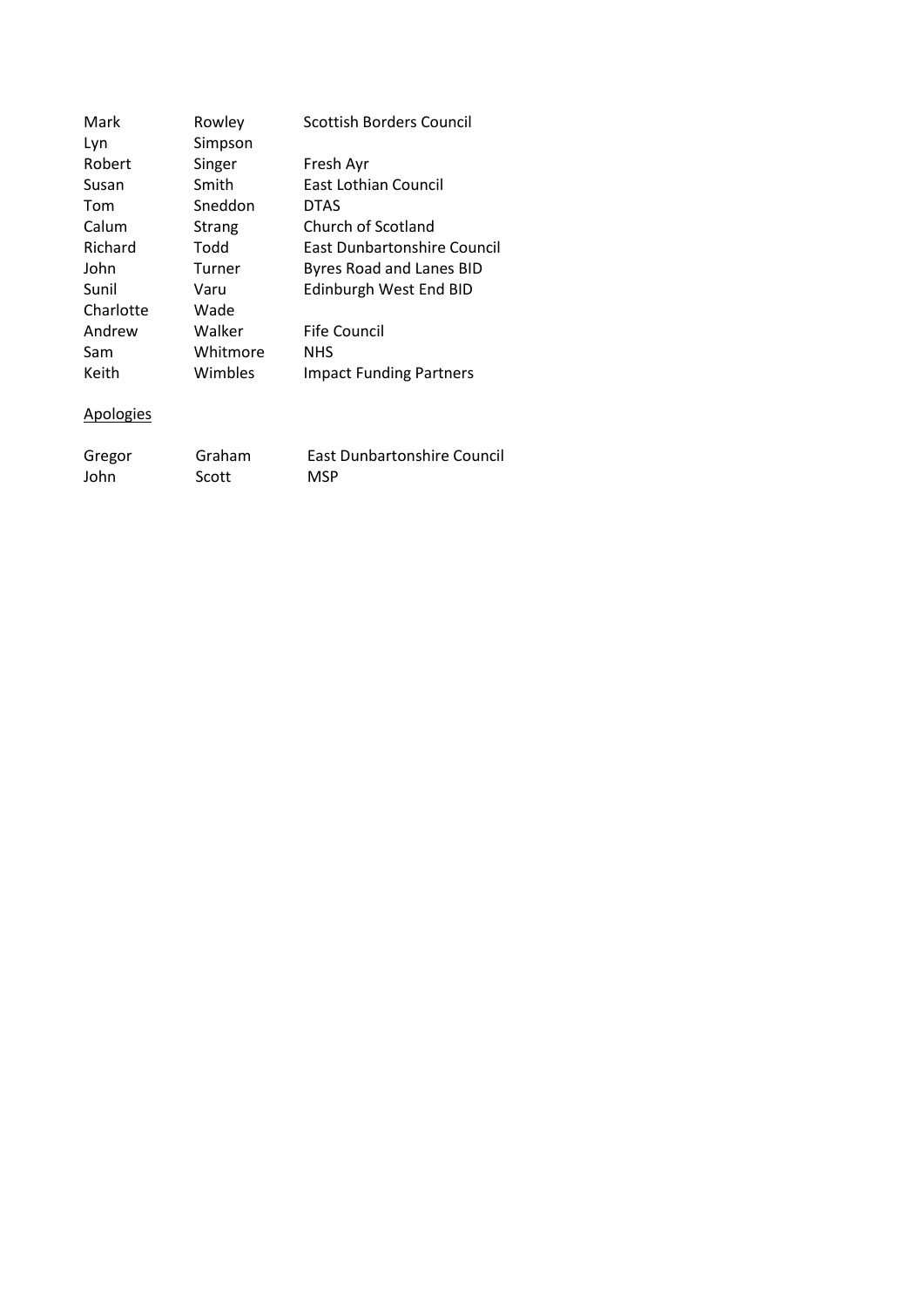| | | |
|---|---|---|
| Mark | Rowley | Scottish Borders Council |
| Lyn | Simpson | |
| Robert | Singer | Fresh Ayr |
| Susan | Smith | East Lothian Council |
| Tom | Sneddon | DTAS |
| Calum | Strang | Church of Scotland |
| Richard | Todd | East Dunbartonshire Council |
| John | Turner | Byres Road and Lanes BID |
| Sunil | Varu | Edinburgh West End BID |
| Charlotte | Wade | |
| Andrew | Walker | Fife Council |
| Sam | Whitmore | NHS |
| Keith | Wimbles | Impact Funding Partners |

Apologies

| | | |
|---|---|---|
| Gregor | Graham | East Dunbartonshire Council |
| John | Scott | MSP |